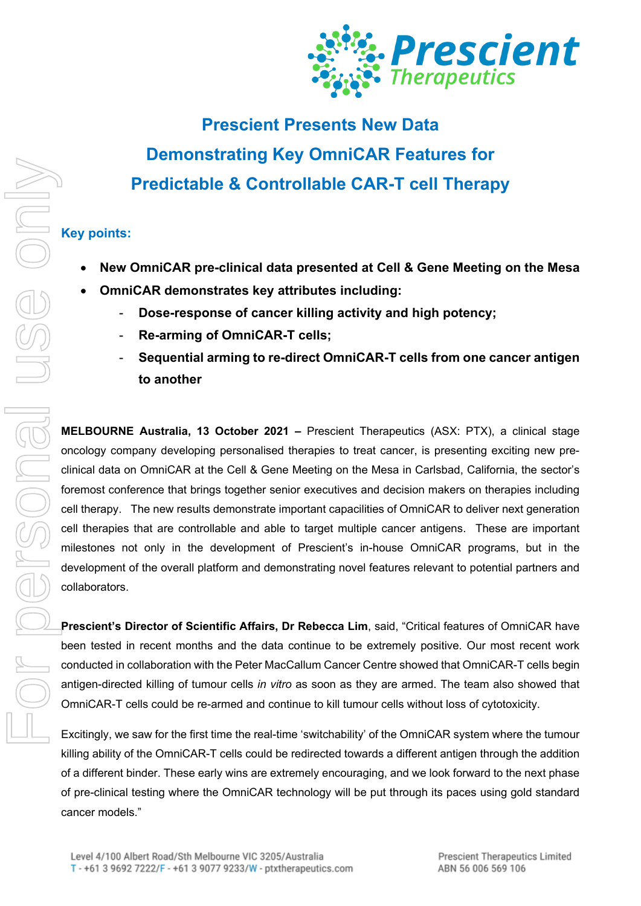# Prescient Presents New Data Demonstrating Key OmniCAR Features for Predictable & Controllable CAR-T cell Therapy

**Key points:**

- **New OmniCAR pre-clinical data presented at Cell & Gene Meeting on the Mesa**
- **OmniCAR demonstrates key attributes including:**
  - **Dose-response of cancer killing activity and high potency;**
  - **Re-arming of OmniCAR-T cells;**
  - **Sequential arming to re-direct OmniCAR-T cells from one cancer antigen to another**

**MELBOURNE Australia, 13 October 2021 –** Prescient Therapeutics (ASX: PTX), a clinical stage oncology company developing personalised therapies to treat cancer, is presenting exciting new pre-clinical data on OmniCAR at the Cell & Gene Meeting on the Mesa in Carlsbad, California, the sector's foremost conference that brings together senior executives and decision makers on therapies including cell therapy. The new results demonstrate important capacities of OmniCAR to deliver next generation cell therapies that are controllable and able to target multiple cancer antigens. These are important milestones not only in the development of Prescient's in-house OmniCAR programs, but in the development of the overall platform and demonstrating novel features relevant to potential partners and collaborators.

**Prescient's Director of Scientific Affairs, Dr Rebecca Lim**, said, "Critical features of OmniCAR have been tested in recent months and the data continue to be extremely positive. Our most recent work conducted in collaboration with the Peter MacCallum Cancer Centre showed that OmniCAR-T cells begin antigen-directed killing of tumour cells *in vitro* as soon as they are armed. The team also showed that OmniCAR-T cells could be re-armed and continue to kill tumour cells without loss of cytotoxicity.

Excitingly, we saw for the first time the real-time 'switchability' of the OmniCAR system where the tumour killing ability of the OmniCAR-T cells could be redirected towards a different antigen through the addition of a different binder. These early wins are extremely encouraging, and we look forward to the next phase of pre-clinical testing where the OmniCAR technology will be put through its paces using gold standard cancer models."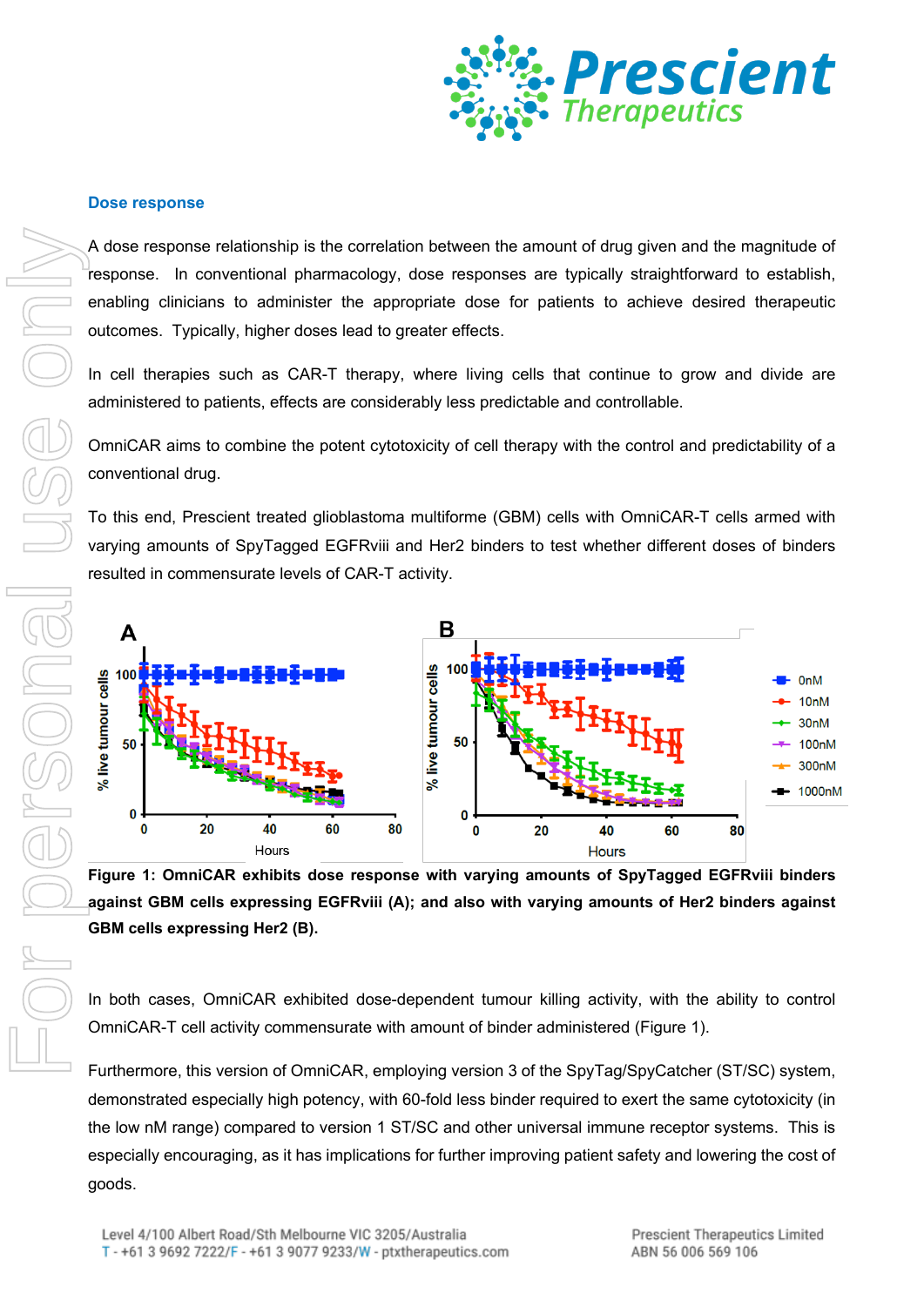## Dose response

A dose response relationship is the correlation between the amount of drug given and the magnitude of response. In conventional pharmacology, dose responses are typically straightforward to establish, enabling clinicians to administer the appropriate dose for patients to achieve desired therapeutic outcomes. Typically, higher doses lead to greater effects.

In cell therapies such as CAR-T therapy, where living cells that continue to grow and divide are administered to patients, effects are considerably less predictable and controllable.

OmniCAR aims to combine the potent cytotoxicity of cell therapy with the control and predictability of a conventional drug.

To this end, Prescient treated glioblastoma multiforme (GBM) cells with OmniCAR-T cells armed with varying amounts of SpyTagged EGFRviii and Her2 binders to test whether different doses of binders resulted in commensurate levels of CAR-T activity.

**Figure 1: OmniCAR exhibits dose response with varying amounts of SpyTagged EGFRviii binders against GBM cells expressing EGFRviii (A); and also with varying amounts of Her2 binders against GBM cells expressing Her2 (B).**

In both cases, OmniCAR exhibited dose-dependent tumour killing activity, with the ability to control OmniCAR-T cell activity commensurate with amount of binder administered (Figure 1).

Furthermore, this version of OmniCAR, employing version 3 of the SpyTag/SpyCatcher (ST/SC) system, demonstrated especially high potency, with 60-fold less binder required to exert the same cytotoxicity (in the low nM range) compared to version 1 ST/SC and other universal immune receptor systems. This is especially encouraging, as it has implications for further improving patient safety and lowering the cost of goods.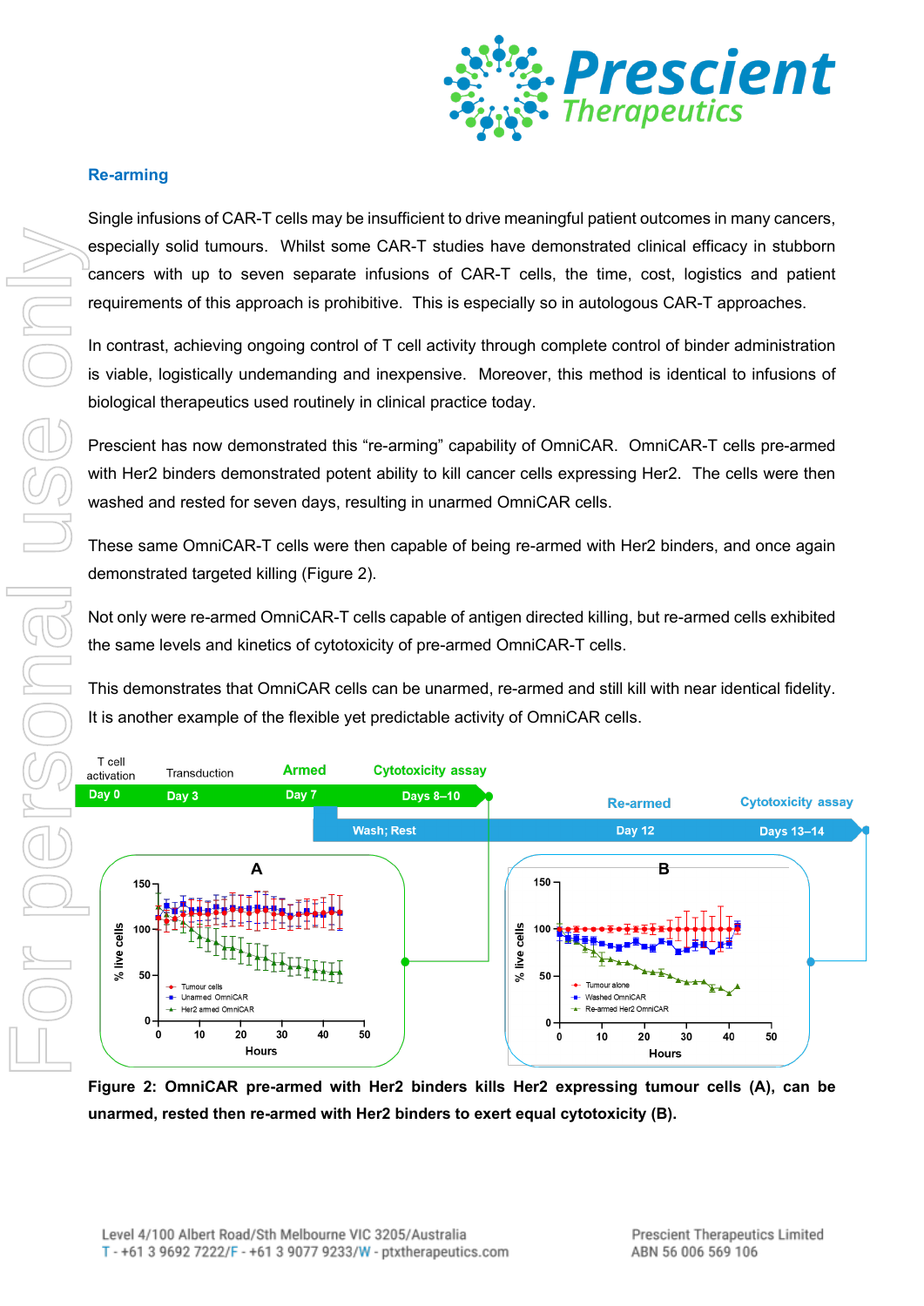## Re-arming

Single infusions of CAR-T cells may be insufficient to drive meaningful patient outcomes in many cancers, especially solid tumours. Whilst some CAR-T studies have demonstrated clinical efficacy in stubborn cancers with up to seven separate infusions of CAR-T cells, the time, cost, logistics and patient requirements of this approach is prohibitive. This is especially so in autologous CAR-T approaches.

In contrast, achieving ongoing control of T cell activity through complete control of binder administration is viable, logistically undemanding and inexpensive. Moreover, this method is identical to infusions of biological therapeutics used routinely in clinical practice today.

Prescient has now demonstrated this "re-arming" capability of OmniCAR. OmniCAR-T cells pre-armed with Her2 binders demonstrated potent ability to kill cancer cells expressing Her2. The cells were then washed and rested for seven days, resulting in unarmed OmniCAR cells.

These same OmniCAR-T cells were then capable of being re-armed with Her2 binders, and once again demonstrated targeted killing (Figure 2).

Not only were re-armed OmniCAR-T cells capable of antigen directed killing, but re-armed cells exhibited the same levels and kinetics of cytotoxicity of pre-armed OmniCAR-T cells.

This demonstrates that OmniCAR cells can be unarmed, re-armed and still kill with near identical fidelity. It is another example of the flexible yet predictable activity of OmniCAR cells.

T cell activation
Day 0
Transduction
Day 3
Armed
Day 7
Cytotoxicity assay
Days 8–10
Wash; Rest
Re-armed
Day 12
Cytotoxicity assay
Days 13–14

A
% live cells
150
100
50
0
0 10 20 30 40 50
Hours
Tumour cells
Unarmed OmniCAR
Her2 armed OmniCAR

B
% live cells
150
100
50
0
0 10 20 30 40 50
Hours
Tumour alone
Washed OmniCAR
Re-armed Her2 OmniCAR

**Figure 2: OmniCAR pre-armed with Her2 binders kills Her2 expressing tumour cells (A), can be unarmed, rested then re-armed with Her2 binders to exert equal cytotoxicity (B).**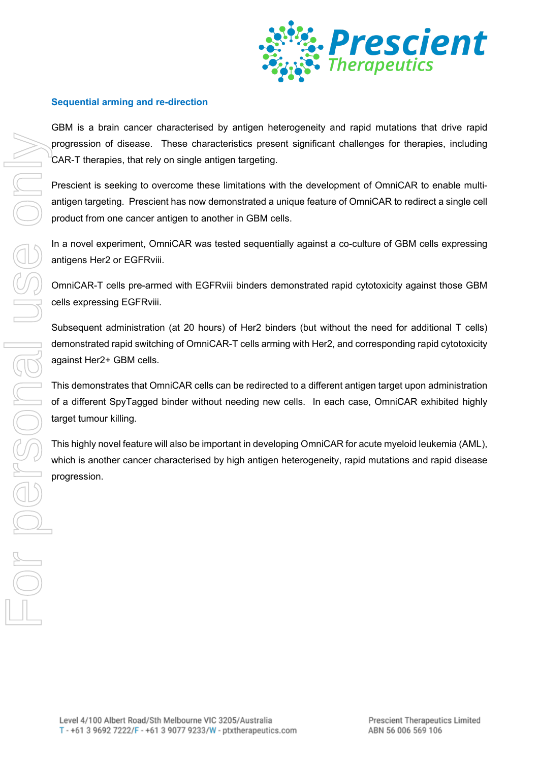## Sequential arming and re-direction

GBM is a brain cancer characterised by antigen heterogeneity and rapid mutations that drive rapid progression of disease. These characteristics present significant challenges for therapies, including CAR-T therapies, that rely on single antigen targeting.

Prescient is seeking to overcome these limitations with the development of OmniCAR to enable multi-antigen targeting. Prescient has now demonstrated a unique feature of OmniCAR to redirect a single cell product from one cancer antigen to another in GBM cells.

In a novel experiment, OmniCAR was tested sequentially against a co-culture of GBM cells expressing antigens Her2 or EGFRviii.

OmniCAR-T cells pre-armed with EGFRviii binders demonstrated rapid cytotoxicity against those GBM cells expressing EGFRviii.

Subsequent administration (at 20 hours) of Her2 binders (but without the need for additional T cells) demonstrated rapid switching of OmniCAR-T cells arming with Her2, and corresponding rapid cytotoxicity against Her2+ GBM cells.

This demonstrates that OmniCAR cells can be redirected to a different antigen target upon administration of a different SpyTagged binder without needing new cells. In each case, OmniCAR exhibited highly target tumour killing.

This highly novel feature will also be important in developing OmniCAR for acute myeloid leukemia (AML), which is another cancer characterised by high antigen heterogeneity, rapid mutations and rapid disease progression.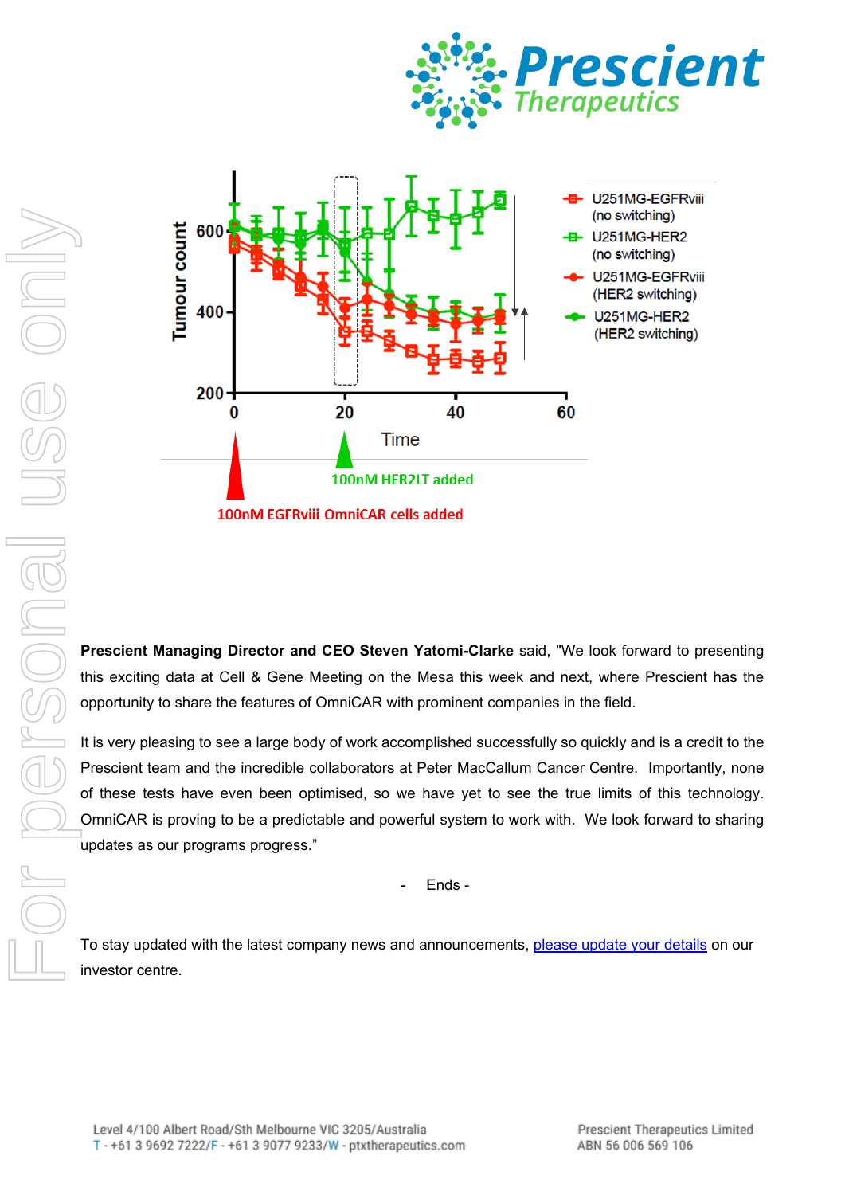Tumour count

600

400

200

0

20

40

60

Time

U251MG-EGFRviii (no switching)

U251MG-HER2 (no switching)

U251MG-EGFRviii (HER2 switching)

U251MG-HER2 (HER2 switching)

100nM HER2LT added

100nM EGFRviii OmniCAR cells added

**Prescient Managing Director and CEO Steven Yatomi-Clarke** said, "We look forward to presenting this exciting data at Cell & Gene Meeting on the Mesa this week and next, where Prescient has the opportunity to share the features of OmniCAR with prominent companies in the field.

It is very pleasing to see a large body of work accomplished successfully so quickly and is a credit to the Prescient team and the incredible collaborators at Peter MacCallum Cancer Centre. Importantly, none of these tests have even been optimised, so we have yet to see the true limits of this technology. OmniCAR is proving to be a predictable and powerful system to work with. We look forward to sharing updates as our programs progress."

\- Ends -

To stay updated with the latest company news and announcements, please update your details on our investor centre.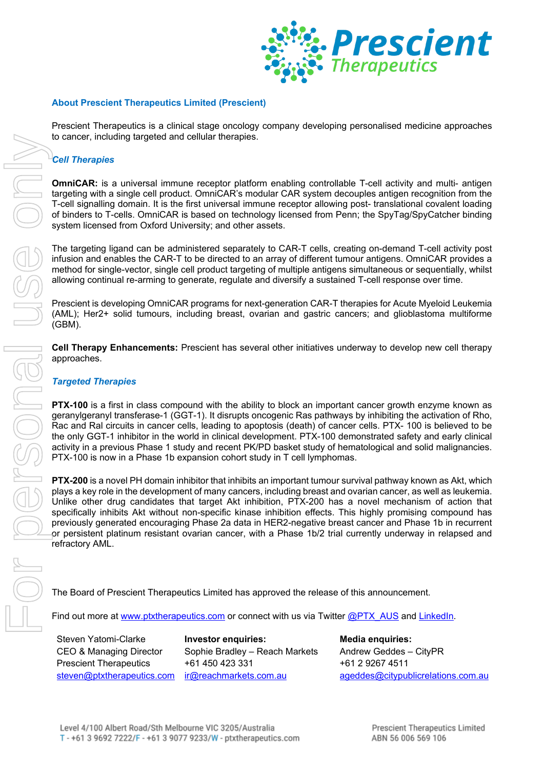## About Prescient Therapeutics Limited (Prescient)

Prescient Therapeutics is a clinical stage oncology company developing personalised medicine approaches to cancer, including targeted and cellular therapies.

### *Cell Therapies*

**OmniCAR:** is a universal immune receptor platform enabling controllable T-cell activity and multi- antigen targeting with a single cell product. OmniCAR's modular CAR system decouples antigen recognition from the T-cell signalling domain. It is the first universal immune receptor allowing post- translational covalent loading of binders to T-cells. OmniCAR is based on technology licensed from Penn; the SpyTag/SpyCatcher binding system licensed from Oxford University; and other assets.

The targeting ligand can be administered separately to CAR-T cells, creating on-demand T-cell activity post infusion and enables the CAR-T to be directed to an array of different tumour antigens. OmniCAR provides a method for single-vector, single cell product targeting of multiple antigens simultaneous or sequentially, whilst allowing continual re-arming to generate, regulate and diversify a sustained T-cell response over time.

Prescient is developing OmniCAR programs for next-generation CAR-T therapies for Acute Myeloid Leukemia (AML); Her2+ solid tumours, including breast, ovarian and gastric cancers; and glioblastoma multiforme (GBM).

**Cell Therapy Enhancements:** Prescient has several other initiatives underway to develop new cell therapy approaches.

### *Targeted Therapies*

**PTX-100** is a first in class compound with the ability to block an important cancer growth enzyme known as geranylgeranyl transferase-1 (GGT-1). It disrupts oncogenic Ras pathways by inhibiting the activation of Rho, Rac and Ral circuits in cancer cells, leading to apoptosis (death) of cancer cells. PTX- 100 is believed to be the only GGT-1 inhibitor in the world in clinical development. PTX-100 demonstrated safety and early clinical activity in a previous Phase 1 study and recent PK/PD basket study of hematological and solid malignancies. PTX-100 is now in a Phase 1b expansion cohort study in T cell lymphomas.

**PTX-200** is a novel PH domain inhibitor that inhibits an important tumour survival pathway known as Akt, which plays a key role in the development of many cancers, including breast and ovarian cancer, as well as leukemia. Unlike other drug candidates that target Akt inhibition, PTX-200 has a novel mechanism of action that specifically inhibits Akt without non-specific kinase inhibition effects. This highly promising compound has previously generated encouraging Phase 2a data in HER2-negative breast cancer and Phase 1b in recurrent or persistent platinum resistant ovarian cancer, with a Phase 1b/2 trial currently underway in relapsed and refractory AML.

The Board of Prescient Therapeutics Limited has approved the release of this announcement.

Find out more at www.ptxtherapeutics.com or connect with us via Twitter @PTX_AUS and LinkedIn.

| | | |
|---|---|---|
| Steven Yatomi-Clarke | **Investor enquiries:** | **Media enquiries:** |
| CEO & Managing Director | Sophie Bradley – Reach Markets | Andrew Geddes – CityPR |
| Prescient Therapeutics | +61 450 423 331 | +61 2 9267 4511 |
| steven@ptxtherapeutics.com | ir@reachmarkets.com.au | ageddes@citypublicrelations.com.au |

Level 4/100 Albert Road/Sth Melbourne VIC 3205/Australia
T - +61 3 9692 7222/F - +61 3 9077 9233/W - ptxtherapeutics.com

Prescient Therapeutics Limited
ABN 56 006 569 106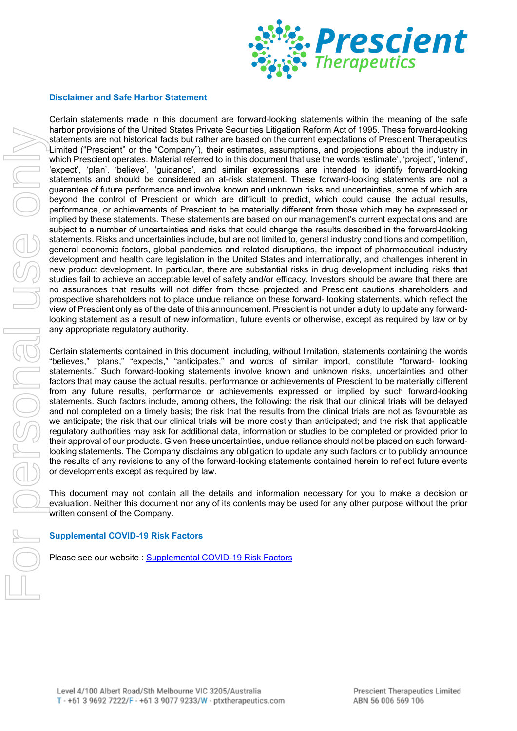## Disclaimer and Safe Harbor Statement

Certain statements made in this document are forward-looking statements within the meaning of the safe harbor provisions of the United States Private Securities Litigation Reform Act of 1995. These forward-looking statements are not historical facts but rather are based on the current expectations of Prescient Therapeutics Limited ("Prescient" or the "Company"), their estimates, assumptions, and projections about the industry in which Prescient operates. Material referred to in this document that use the words 'estimate', 'project', 'intend', 'expect', 'plan', 'believe', 'guidance', and similar expressions are intended to identify forward-looking statements and should be considered an at-risk statement. These forward-looking statements are not a guarantee of future performance and involve known and unknown risks and uncertainties, some of which are beyond the control of Prescient or which are difficult to predict, which could cause the actual results, performance, or achievements of Prescient to be materially different from those which may be expressed or implied by these statements. These statements are based on our management's current expectations and are subject to a number of uncertainties and risks that could change the results described in the forward-looking statements. Risks and uncertainties include, but are not limited to, general industry conditions and competition, general economic factors, global pandemics and related disruptions, the impact of pharmaceutical industry development and health care legislation in the United States and internationally, and challenges inherent in new product development. In particular, there are substantial risks in drug development including risks that studies fail to achieve an acceptable level of safety and/or efficacy. Investors should be aware that there are no assurances that results will not differ from those projected and Prescient cautions shareholders and prospective shareholders not to place undue reliance on these forward- looking statements, which reflect the view of Prescient only as of the date of this announcement. Prescient is not under a duty to update any forward-looking statement as a result of new information, future events or otherwise, except as required by law or by any appropriate regulatory authority.

Certain statements contained in this document, including, without limitation, statements containing the words "believes," "plans," "expects," "anticipates," and words of similar import, constitute "forward- looking statements." Such forward-looking statements involve known and unknown risks, uncertainties and other factors that may cause the actual results, performance or achievements of Prescient to be materially different from any future results, performance or achievements expressed or implied by such forward-looking statements. Such factors include, among others, the following: the risk that our clinical trials will be delayed and not completed on a timely basis; the risk that the results from the clinical trials are not as favourable as we anticipate; the risk that our clinical trials will be more costly than anticipated; and the risk that applicable regulatory authorities may ask for additional data, information or studies to be completed or provided prior to their approval of our products. Given these uncertainties, undue reliance should not be placed on such forward-looking statements. The Company disclaims any obligation to update any such factors or to publicly announce the results of any revisions to any of the forward-looking statements contained herein to reflect future events or developments except as required by law.

This document may not contain all the details and information necessary for you to make a decision or evaluation. Neither this document nor any of its contents may be used for any other purpose without the prior written consent of the Company.

## Supplemental COVID-19 Risk Factors

Please see our website : Supplemental COVID-19 Risk Factors